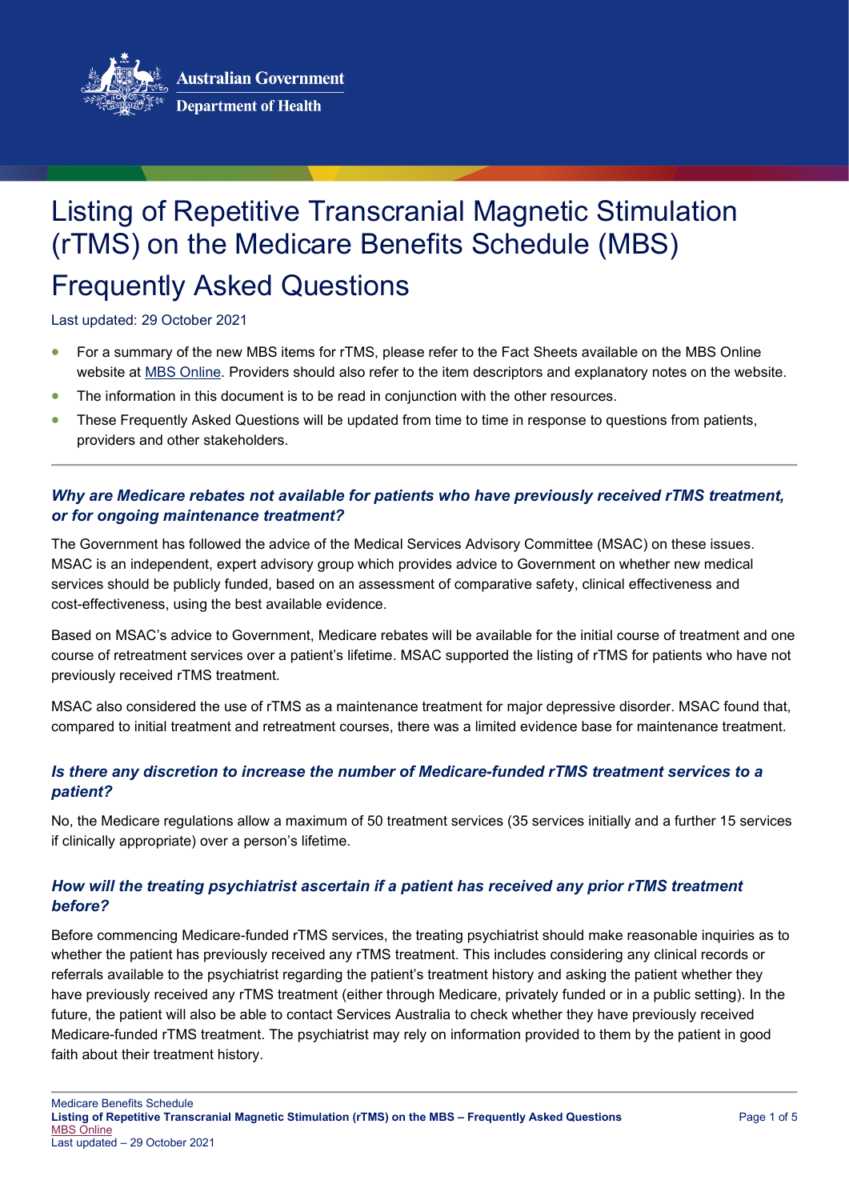# Listing of Repetitive Transcranial Magnetic Stimulation (rTMS) on the Medicare Benefits Schedule (MBS)

# Frequently Asked Questions

Last updated: 29 October 2021

- For a summary of the new MBS items for rTMS, please refer to the Fact Sheets available on the MBS Online website at MBS Online. Providers should also refer to the item descriptors and explanatory notes on the website.
- The information in this document is to be read in conjunction with the other resources.
- These Frequently Asked Questions will be updated from time to time in response to questions from patients, providers and other stakeholders.

---

### *Why are Medicare rebates not available for patients who have previously received rTMS treatment, or for ongoing maintenance treatment?*

The Government has followed the advice of the Medical Services Advisory Committee (MSAC) on these issues. MSAC is an independent, expert advisory group which provides advice to Government on whether new medical services should be publicly funded, based on an assessment of comparative safety, clinical effectiveness and cost-effectiveness, using the best available evidence.

Based on MSAC's advice to Government, Medicare rebates will be available for the initial course of treatment and one course of retreatment services over a patient's lifetime. MSAC supported the listing of rTMS for patients who have not previously received rTMS treatment.

MSAC also considered the use of rTMS as a maintenance treatment for major depressive disorder. MSAC found that, compared to initial treatment and retreatment courses, there was a limited evidence base for maintenance treatment.

### *Is there any discretion to increase the number of Medicare-funded rTMS treatment services to a patient?*

No, the Medicare regulations allow a maximum of 50 treatment services (35 services initially and a further 15 services if clinically appropriate) over a person's lifetime.

### *How will the treating psychiatrist ascertain if a patient has received any prior rTMS treatment before?*

Before commencing Medicare-funded rTMS services, the treating psychiatrist should make reasonable inquiries as to whether the patient has previously received any rTMS treatment. This includes considering any clinical records or referrals available to the psychiatrist regarding the patient's treatment history and asking the patient whether they have previously received any rTMS treatment (either through Medicare, privately funded or in a public setting). In the future, the patient will also be able to contact Services Australia to check whether they have previously received Medicare-funded rTMS treatment. The psychiatrist may rely on information provided to them by the patient in good faith about their treatment history.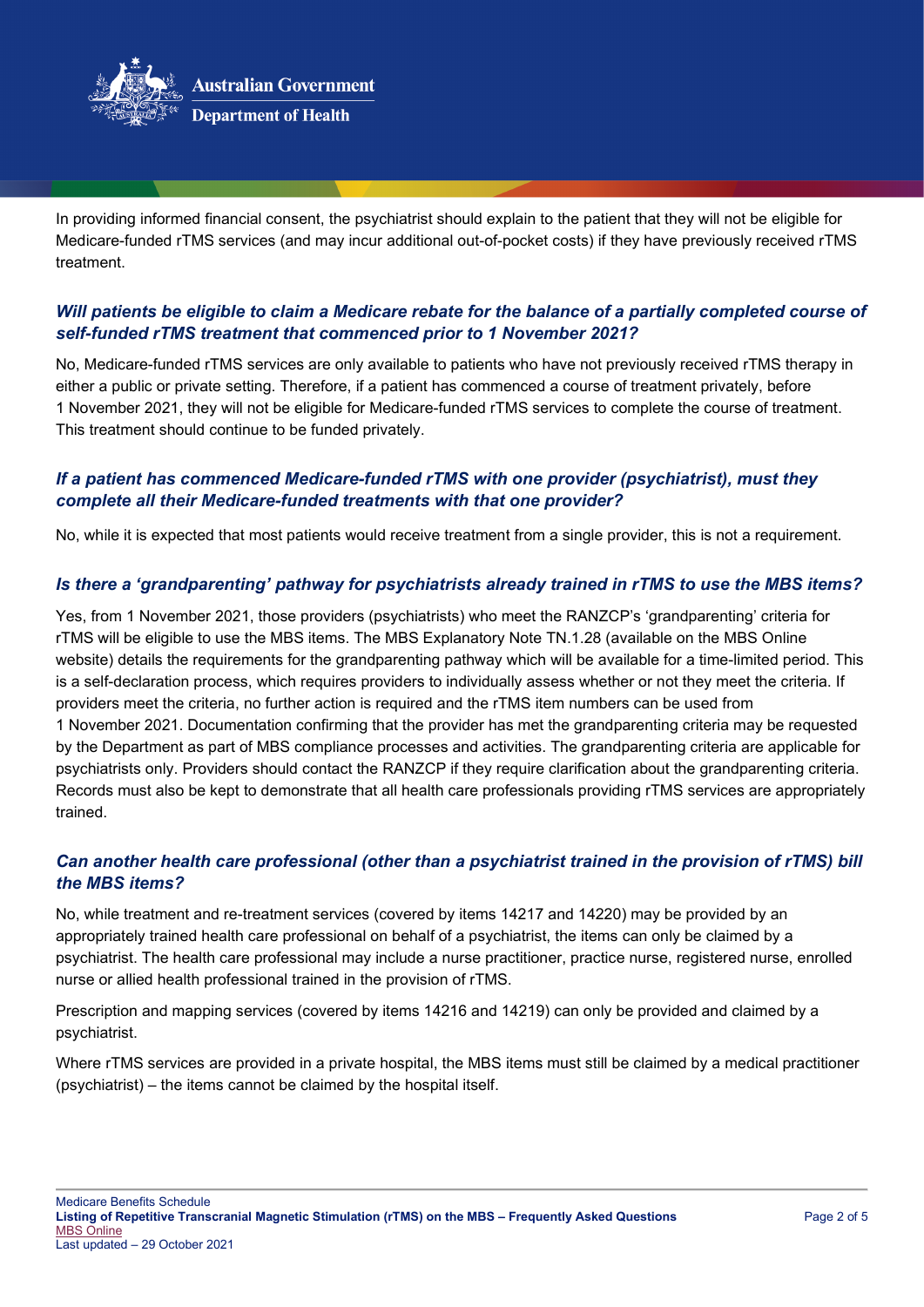In providing informed financial consent, the psychiatrist should explain to the patient that they will not be eligible for Medicare-funded rTMS services (and may incur additional out-of-pocket costs) if they have previously received rTMS treatment.

### *Will patients be eligible to claim a Medicare rebate for the balance of a partially completed course of self-funded rTMS treatment that commenced prior to 1 November 2021?*

No, Medicare-funded rTMS services are only available to patients who have not previously received rTMS therapy in either a public or private setting. Therefore, if a patient has commenced a course of treatment privately, before 1 November 2021, they will not be eligible for Medicare-funded rTMS services to complete the course of treatment. This treatment should continue to be funded privately.

### *If a patient has commenced Medicare-funded rTMS with one provider (psychiatrist), must they complete all their Medicare-funded treatments with that one provider?*

No, while it is expected that most patients would receive treatment from a single provider, this is not a requirement.

### *Is there a 'grandparenting' pathway for psychiatrists already trained in rTMS to use the MBS items?*

Yes, from 1 November 2021, those providers (psychiatrists) who meet the RANZCP's 'grandparenting' criteria for rTMS will be eligible to use the MBS items. The MBS Explanatory Note TN.1.28 (available on the MBS Online website) details the requirements for the grandparenting pathway which will be available for a time-limited period. This is a self-declaration process, which requires providers to individually assess whether or not they meet the criteria. If providers meet the criteria, no further action is required and the rTMS item numbers can be used from 1 November 2021. Documentation confirming that the provider has met the grandparenting criteria may be requested by the Department as part of MBS compliance processes and activities. The grandparenting criteria are applicable for psychiatrists only. Providers should contact the RANZCP if they require clarification about the grandparenting criteria. Records must also be kept to demonstrate that all health care professionals providing rTMS services are appropriately trained.

### *Can another health care professional (other than a psychiatrist trained in the provision of rTMS) bill the MBS items?*

No, while treatment and re-treatment services (covered by items 14217 and 14220) may be provided by an appropriately trained health care professional on behalf of a psychiatrist, the items can only be claimed by a psychiatrist. The health care professional may include a nurse practitioner, practice nurse, registered nurse, enrolled nurse or allied health professional trained in the provision of rTMS.

Prescription and mapping services (covered by items 14216 and 14219) can only be provided and claimed by a psychiatrist.

Where rTMS services are provided in a private hospital, the MBS items must still be claimed by a medical practitioner (psychiatrist) – the items cannot be claimed by the hospital itself.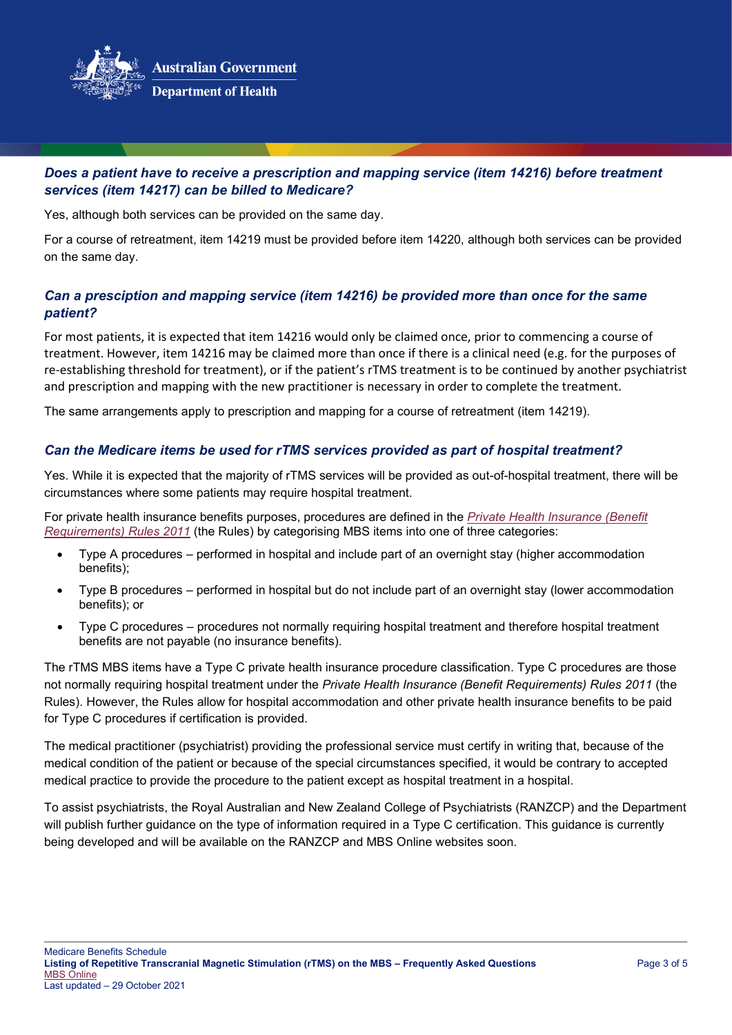### *Does a patient have to receive a prescription and mapping service (item 14216) before treatment services (item 14217) can be billed to Medicare?*

Yes, although both services can be provided on the same day.

For a course of retreatment, item 14219 must be provided before item 14220, although both services can be provided on the same day.

### *Can a presciption and mapping service (item 14216) be provided more than once for the same patient?*

For most patients, it is expected that item 14216 would only be claimed once, prior to commencing a course of treatment. However, item 14216 may be claimed more than once if there is a clinical need (e.g. for the purposes of re-establishing threshold for treatment), or if the patient's rTMS treatment is to be continued by another psychiatrist and prescription and mapping with the new practitioner is necessary in order to complete the treatment.

The same arrangements apply to prescription and mapping for a course of retreatment (item 14219).

### *Can the Medicare items be used for rTMS services provided as part of hospital treatment?*

Yes. While it is expected that the majority of rTMS services will be provided as out-of-hospital treatment, there will be circumstances where some patients may require hospital treatment.

For private health insurance benefits purposes, procedures are defined in the *Private Health Insurance (Benefit Requirements) Rules 2011* (the Rules) by categorising MBS items into one of three categories:

- Type A procedures – performed in hospital and include part of an overnight stay (higher accommodation benefits);
- Type B procedures – performed in hospital but do not include part of an overnight stay (lower accommodation benefits); or
- Type C procedures – procedures not normally requiring hospital treatment and therefore hospital treatment benefits are not payable (no insurance benefits).

The rTMS MBS items have a Type C private health insurance procedure classification. Type C procedures are those not normally requiring hospital treatment under the *Private Health Insurance (Benefit Requirements) Rules 2011* (the Rules). However, the Rules allow for hospital accommodation and other private health insurance benefits to be paid for Type C procedures if certification is provided.

The medical practitioner (psychiatrist) providing the professional service must certify in writing that, because of the medical condition of the patient or because of the special circumstances specified, it would be contrary to accepted medical practice to provide the procedure to the patient except as hospital treatment in a hospital.

To assist psychiatrists, the Royal Australian and New Zealand College of Psychiatrists (RANZCP) and the Department will publish further guidance on the type of information required in a Type C certification. This guidance is currently being developed and will be available on the RANZCP and MBS Online websites soon.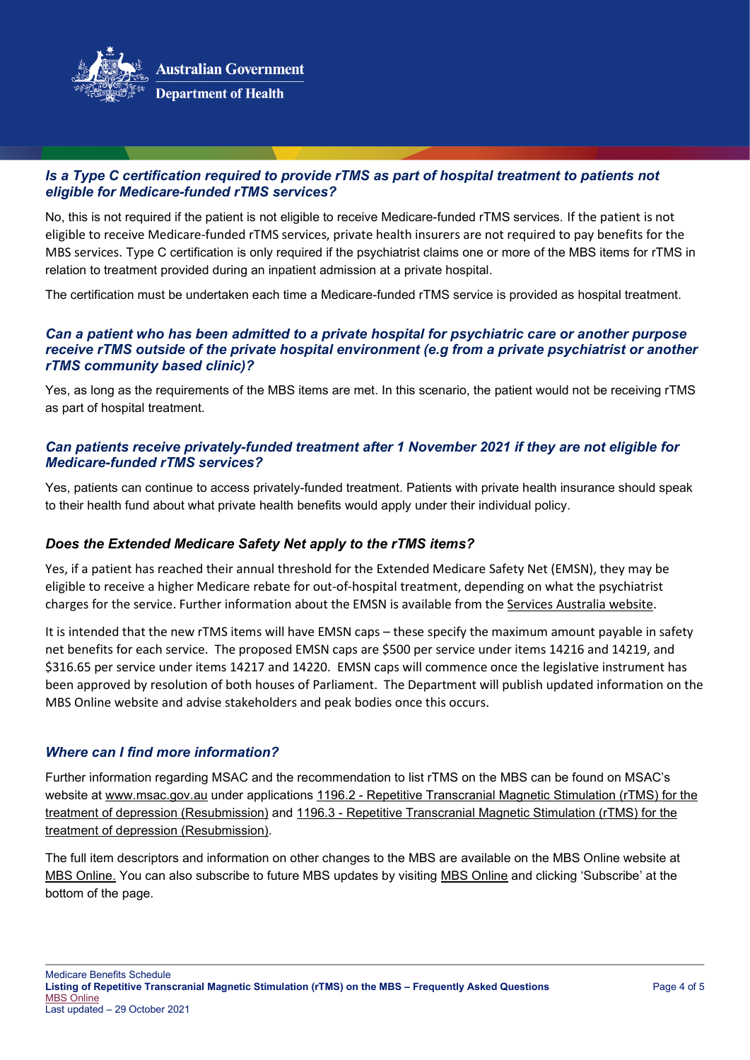### *Is a Type C certification required to provide rTMS as part of hospital treatment to patients not eligible for Medicare-funded rTMS services?*

No, this is not required if the patient is not eligible to receive Medicare-funded rTMS services. If the patient is not eligible to receive Medicare-funded rTMS services, private health insurers are not required to pay benefits for the MBS services. Type C certification is only required if the psychiatrist claims one or more of the MBS items for rTMS in relation to treatment provided during an inpatient admission at a private hospital.

The certification must be undertaken each time a Medicare-funded rTMS service is provided as hospital treatment.

### *Can a patient who has been admitted to a private hospital for psychiatric care or another purpose receive rTMS outside of the private hospital environment (e.g from a private psychiatrist or another rTMS community based clinic)?*

Yes, as long as the requirements of the MBS items are met. In this scenario, the patient would not be receiving rTMS as part of hospital treatment.

### *Can patients receive privately-funded treatment after 1 November 2021 if they are not eligible for Medicare-funded rTMS services?*

Yes, patients can continue to access privately-funded treatment. Patients with private health insurance should speak to their health fund about what private health benefits would apply under their individual policy.

### *Does the Extended Medicare Safety Net apply to the rTMS items?*

Yes, if a patient has reached their annual threshold for the Extended Medicare Safety Net (EMSN), they may be eligible to receive a higher Medicare rebate for out-of-hospital treatment, depending on what the psychiatrist charges for the service. Further information about the EMSN is available from the Services Australia website.

It is intended that the new rTMS items will have EMSN caps – these specify the maximum amount payable in safety net benefits for each service. The proposed EMSN caps are $500 per service under items 14216 and 14219, and $316.65 per service under items 14217 and 14220. EMSN caps will commence once the legislative instrument has been approved by resolution of both houses of Parliament. The Department will publish updated information on the MBS Online website and advise stakeholders and peak bodies once this occurs.

### *Where can I find more information?*

Further information regarding MSAC and the recommendation to list rTMS on the MBS can be found on MSAC's website at www.msac.gov.au under applications 1196.2 - Repetitive Transcranial Magnetic Stimulation (rTMS) for the treatment of depression (Resubmission) and 1196.3 - Repetitive Transcranial Magnetic Stimulation (rTMS) for the treatment of depression (Resubmission).

The full item descriptors and information on other changes to the MBS are available on the MBS Online website at MBS Online. You can also subscribe to future MBS updates by visiting MBS Online and clicking 'Subscribe' at the bottom of the page.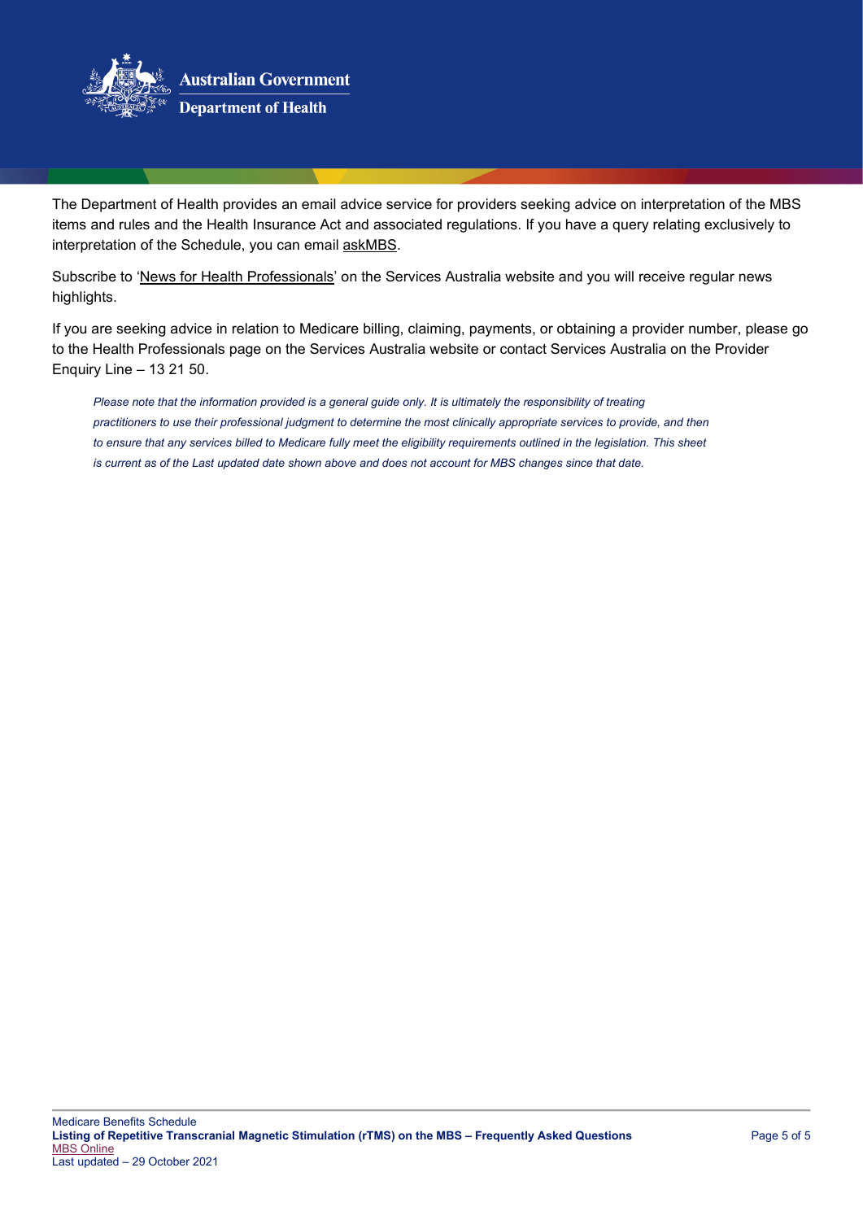The Department of Health provides an email advice service for providers seeking advice on interpretation of the MBS items and rules and the Health Insurance Act and associated regulations. If you have a query relating exclusively to interpretation of the Schedule, you can email askMBS.

Subscribe to 'News for Health Professionals' on the Services Australia website and you will receive regular news highlights.

If you are seeking advice in relation to Medicare billing, claiming, payments, or obtaining a provider number, please go to the Health Professionals page on the Services Australia website or contact Services Australia on the Provider Enquiry Line – 13 21 50.

> *Please note that the information provided is a general guide only. It is ultimately the responsibility of treating practitioners to use their professional judgment to determine the most clinically appropriate services to provide, and then to ensure that any services billed to Medicare fully meet the eligibility requirements outlined in the legislation. This sheet is current as of the Last updated date shown above and does not account for MBS changes since that date.*